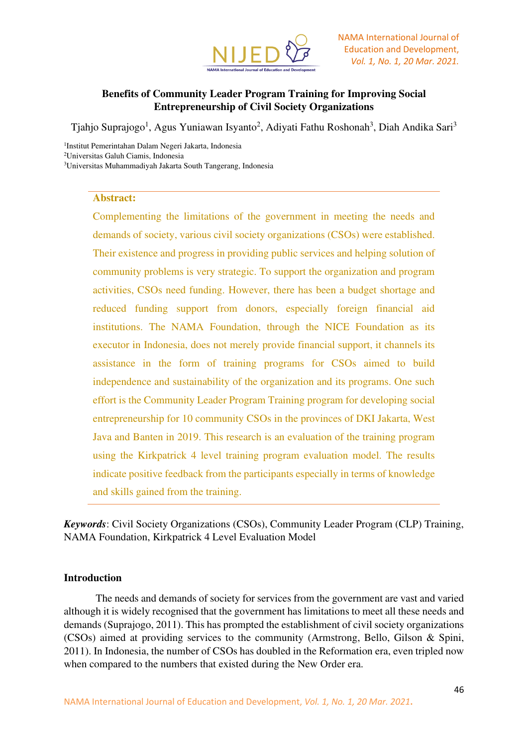# Benefits of Community Leader Program Training for Improving Social Entrepreneurship of Civil Society Organizations

Tjahjo Suprajogo[1], Agus Yuniawan Isyanto[2], Adiyati Fathu Roshonah[3], Diah Andika Sari[3]

[1]Institut Pemerintahan Dalam Negeri Jakarta, Indonesia
[2]Universitas Galuh Ciamis, Indonesia
[3]Universitas Muhammadiyah Jakarta South Tangerang, Indonesia

**Abstract:**

Complementing the limitations of the government in meeting the needs and demands of society, various civil society organizations (CSOs) were established. Their existence and progress in providing public services and helping solution of community problems is very strategic. To support the organization and program activities, CSOs need funding. However, there has been a budget shortage and reduced funding support from donors, especially foreign financial aid institutions. The NAMA Foundation, through the NICE Foundation as its executor in Indonesia, does not merely provide financial support, it channels its assistance in the form of training programs for CSOs aimed to build independence and sustainability of the organization and its programs. One such effort is the Community Leader Program Training program for developing social entrepreneurship for 10 community CSOs in the provinces of DKI Jakarta, West Java and Banten in 2019. This research is an evaluation of the training program using the Kirkpatrick 4 level training program evaluation model. The results indicate positive feedback from the participants especially in terms of knowledge and skills gained from the training.

***Keywords***: Civil Society Organizations (CSOs), Community Leader Program (CLP) Training, NAMA Foundation, Kirkpatrick 4 Level Evaluation Model

## Introduction

The needs and demands of society for services from the government are vast and varied although it is widely recognised that the government has limitations to meet all these needs and demands (Suprajogo, 2011). This has prompted the establishment of civil society organizations (CSOs) aimed at providing services to the community (Armstrong, Bello, Gilson & Spini, 2011). In Indonesia, the number of CSOs has doubled in the Reformation era, even tripled now when compared to the numbers that existed during the New Order era.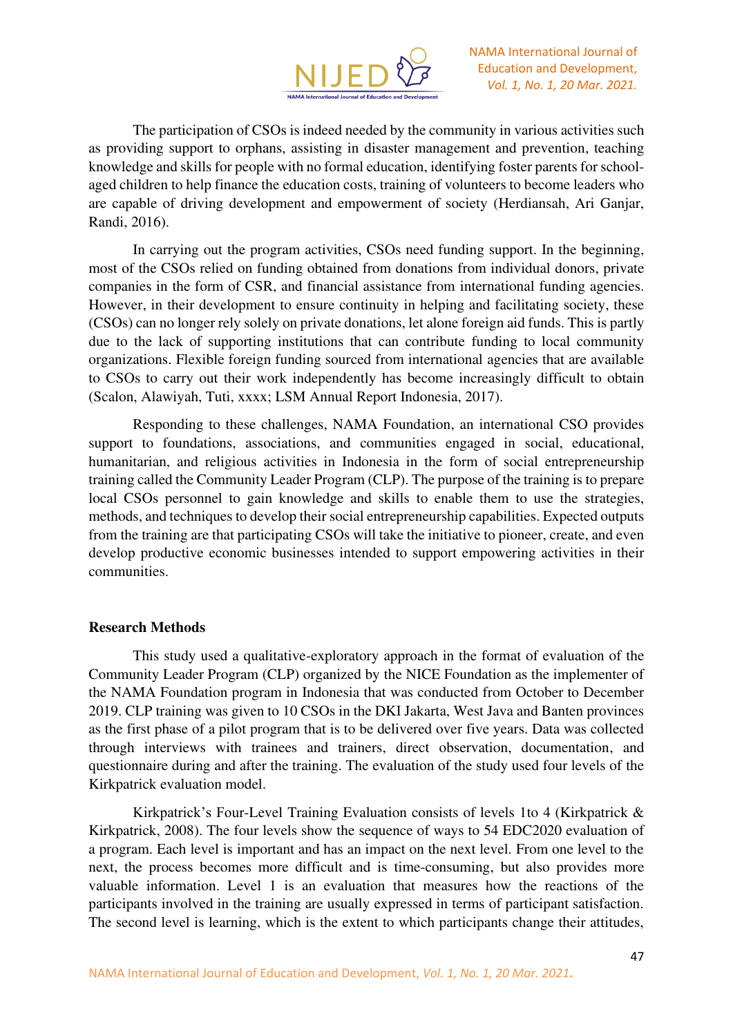The participation of CSOs is indeed needed by the community in various activities such as providing support to orphans, assisting in disaster management and prevention, teaching knowledge and skills for people with no formal education, identifying foster parents for school-aged children to help finance the education costs, training of volunteers to become leaders who are capable of driving development and empowerment of society (Herdiansah, Ari Ganjar, Randi, 2016).

In carrying out the program activities, CSOs need funding support. In the beginning, most of the CSOs relied on funding obtained from donations from individual donors, private companies in the form of CSR, and financial assistance from international funding agencies. However, in their development to ensure continuity in helping and facilitating society, these (CSOs) can no longer rely solely on private donations, let alone foreign aid funds. This is partly due to the lack of supporting institutions that can contribute funding to local community organizations. Flexible foreign funding sourced from international agencies that are available to CSOs to carry out their work independently has become increasingly difficult to obtain (Scalon, Alawiyah, Tuti, xxxx; LSM Annual Report Indonesia, 2017).

Responding to these challenges, NAMA Foundation, an international CSO provides support to foundations, associations, and communities engaged in social, educational, humanitarian, and religious activities in Indonesia in the form of social entrepreneurship training called the Community Leader Program (CLP). The purpose of the training is to prepare local CSOs personnel to gain knowledge and skills to enable them to use the strategies, methods, and techniques to develop their social entrepreneurship capabilities. Expected outputs from the training are that participating CSOs will take the initiative to pioneer, create, and even develop productive economic businesses intended to support empowering activities in their communities.

## Research Methods

This study used a qualitative-exploratory approach in the format of evaluation of the Community Leader Program (CLP) organized by the NICE Foundation as the implementer of the NAMA Foundation program in Indonesia that was conducted from October to December 2019. CLP training was given to 10 CSOs in the DKI Jakarta, West Java and Banten provinces as the first phase of a pilot program that is to be delivered over five years. Data was collected through interviews with trainees and trainers, direct observation, documentation, and questionnaire during and after the training. The evaluation of the study used four levels of the Kirkpatrick evaluation model.

Kirkpatrick's Four-Level Training Evaluation consists of levels 1to 4 (Kirkpatrick & Kirkpatrick, 2008). The four levels show the sequence of ways to 54 EDC2020 evaluation of a program. Each level is important and has an impact on the next level. From one level to the next, the process becomes more difficult and is time-consuming, but also provides more valuable information. Level 1 is an evaluation that measures how the reactions of the participants involved in the training are usually expressed in terms of participant satisfaction. The second level is learning, which is the extent to which participants change their attitudes,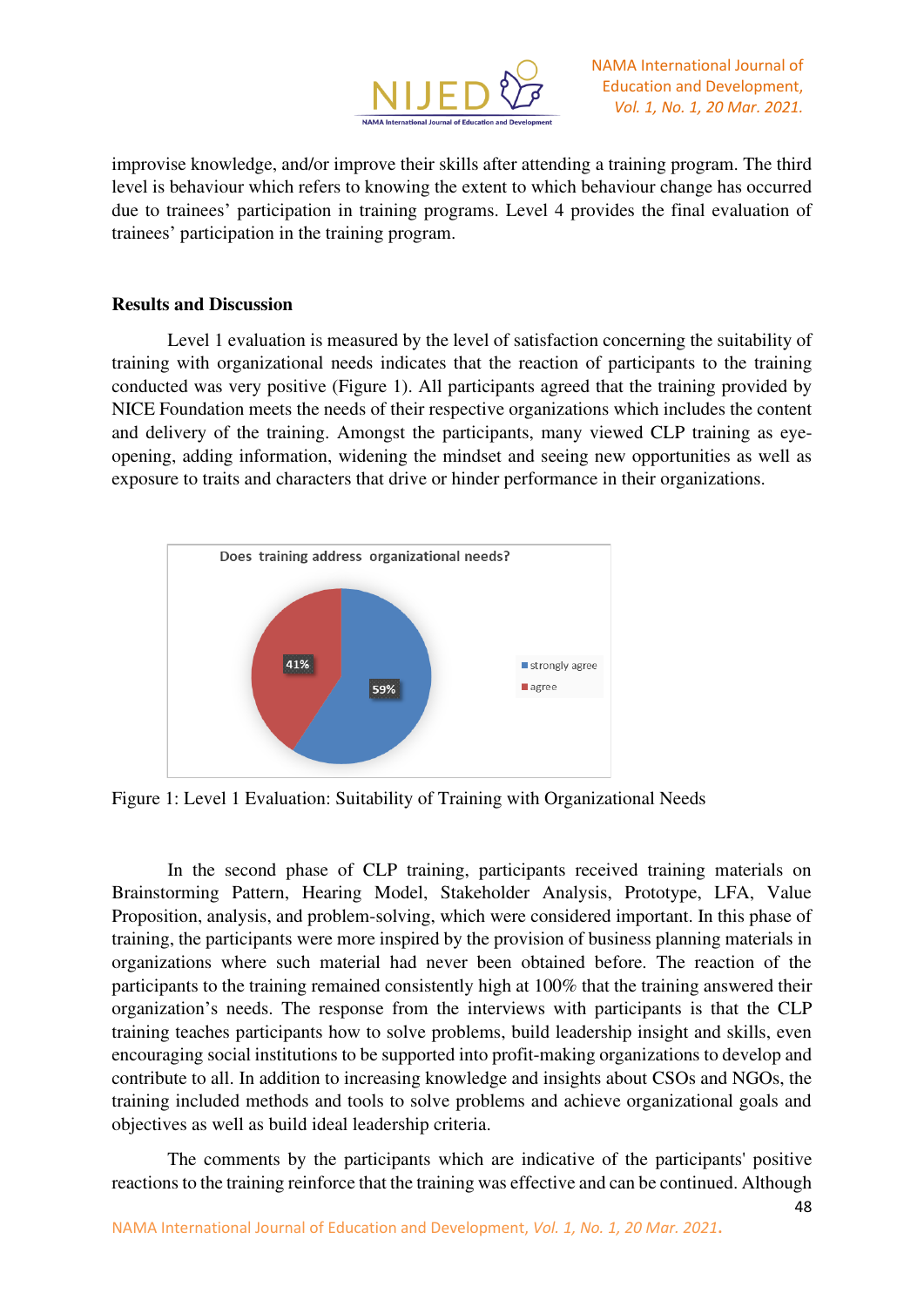improvise knowledge, and/or improve their skills after attending a training program. The third level is behaviour which refers to knowing the extent to which behaviour change has occurred due to trainees' participation in training programs. Level 4 provides the final evaluation of trainees' participation in the training program.

## Results and Discussion

Level 1 evaluation is measured by the level of satisfaction concerning the suitability of training with organizational needs indicates that the reaction of participants to the training conducted was very positive (Figure 1). All participants agreed that the training provided by NICE Foundation meets the needs of their respective organizations which includes the content and delivery of the training. Amongst the participants, many viewed CLP training as eye-opening, adding information, widening the mindset and seeing new opportunities as well as exposure to traits and characters that drive or hinder performance in their organizations.

Does training address organizational needs?

41%

59%

strongly agree

agree

Figure 1: Level 1 Evaluation: Suitability of Training with Organizational Needs

In the second phase of CLP training, participants received training materials on Brainstorming Pattern, Hearing Model, Stakeholder Analysis, Prototype, LFA, Value Proposition, analysis, and problem-solving, which were considered important. In this phase of training, the participants were more inspired by the provision of business planning materials in organizations where such material had never been obtained before. The reaction of the participants to the training remained consistently high at 100% that the training answered their organization's needs. The response from the interviews with participants is that the CLP training teaches participants how to solve problems, build leadership insight and skills, even encouraging social institutions to be supported into profit-making organizations to develop and contribute to all. In addition to increasing knowledge and insights about CSOs and NGOs, the training included methods and tools to solve problems and achieve organizational goals and objectives as well as build ideal leadership criteria.

The comments by the participants which are indicative of the participants' positive reactions to the training reinforce that the training was effective and can be continued. Although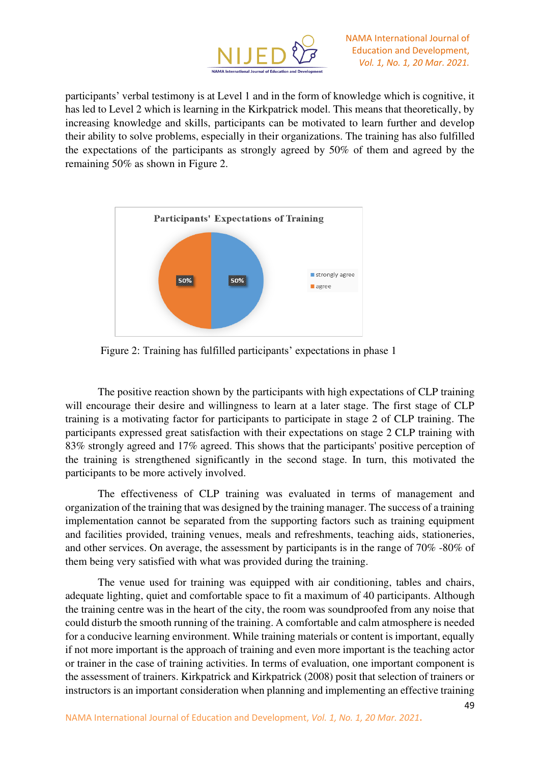participants' verbal testimony is at Level 1 and in the form of knowledge which is cognitive, it has led to Level 2 which is learning in the Kirkpatrick model. This means that theoretically, by increasing knowledge and skills, participants can be motivated to learn further and develop their ability to solve problems, especially in their organizations. The training has also fulfilled the expectations of the participants as strongly agreed by 50% of them and agreed by the remaining 50% as shown in Figure 2.

Figure 2: Training has fulfilled participants' expectations in phase 1

The positive reaction shown by the participants with high expectations of CLP training will encourage their desire and willingness to learn at a later stage. The first stage of CLP training is a motivating factor for participants to participate in stage 2 of CLP training. The participants expressed great satisfaction with their expectations on stage 2 CLP training with 83% strongly agreed and 17% agreed. This shows that the participants' positive perception of the training is strengthened significantly in the second stage. In turn, this motivated the participants to be more actively involved.

The effectiveness of CLP training was evaluated in terms of management and organization of the training that was designed by the training manager. The success of a training implementation cannot be separated from the supporting factors such as training equipment and facilities provided, training venues, meals and refreshments, teaching aids, stationeries, and other services. On average, the assessment by participants is in the range of 70% -80% of them being very satisfied with what was provided during the training.

The venue used for training was equipped with air conditioning, tables and chairs, adequate lighting, quiet and comfortable space to fit a maximum of 40 participants. Although the training centre was in the heart of the city, the room was soundproofed from any noise that could disturb the smooth running of the training. A comfortable and calm atmosphere is needed for a conducive learning environment. While training materials or content is important, equally if not more important is the approach of training and even more important is the teaching actor or trainer in the case of training activities. In terms of evaluation, one important component is the assessment of trainers. Kirkpatrick and Kirkpatrick (2008) posit that selection of trainers or instructors is an important consideration when planning and implementing an effective training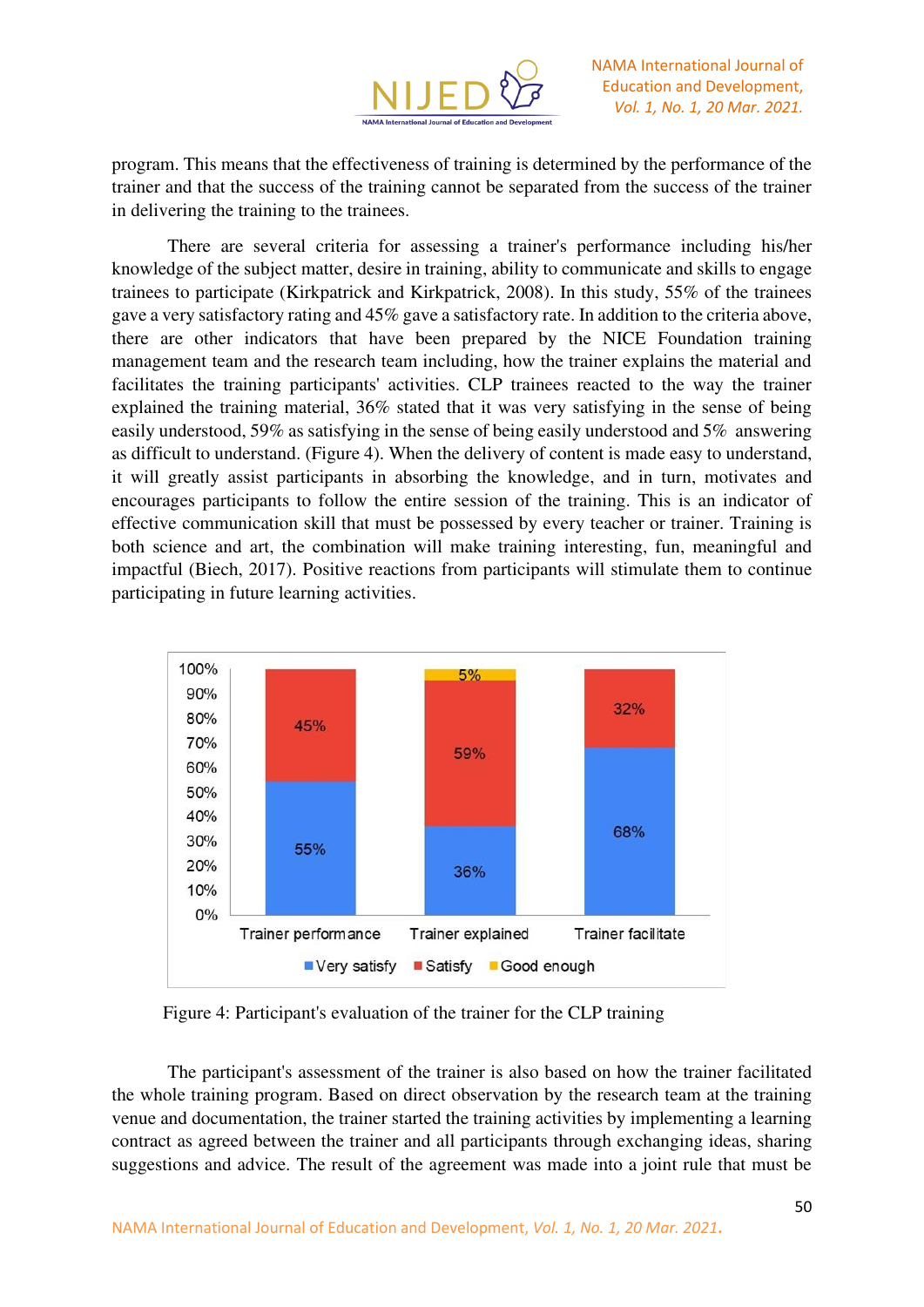program. This means that the effectiveness of training is determined by the performance of the trainer and that the success of the training cannot be separated from the success of the trainer in delivering the training to the trainees.

There are several criteria for assessing a trainer's performance including his/her knowledge of the subject matter, desire in training, ability to communicate and skills to engage trainees to participate (Kirkpatrick and Kirkpatrick, 2008). In this study, 55% of the trainees gave a very satisfactory rating and 45% gave a satisfactory rate. In addition to the criteria above, there are other indicators that have been prepared by the NICE Foundation training management team and the research team including, how the trainer explains the material and facilitates the training participants' activities. CLP trainees reacted to the way the trainer explained the training material, 36% stated that it was very satisfying in the sense of being easily understood, 59% as satisfying in the sense of being easily understood and 5% answering as difficult to understand. (Figure 4). When the delivery of content is made easy to understand, it will greatly assist participants in absorbing the knowledge, and in turn, motivates and encourages participants to follow the entire session of the training. This is an indicator of effective communication skill that must be possessed by every teacher or trainer. Training is both science and art, the combination will make training interesting, fun, meaningful and impactful (Biech, 2017). Positive reactions from participants will stimulate them to continue participating in future learning activities.

| | Trainer performance | Trainer explained | Trainer facilitate |
|---|---|---|---|
| Very satisfy | 55% | 36% | 68% |
| Satisfy | 45% | 59% | 32% |
| Good enough | | 5% | |

Figure 4: Participant's evaluation of the trainer for the CLP training

The participant's assessment of the trainer is also based on how the trainer facilitated the whole training program. Based on direct observation by the research team at the training venue and documentation, the trainer started the training activities by implementing a learning contract as agreed between the trainer and all participants through exchanging ideas, sharing suggestions and advice. The result of the agreement was made into a joint rule that must be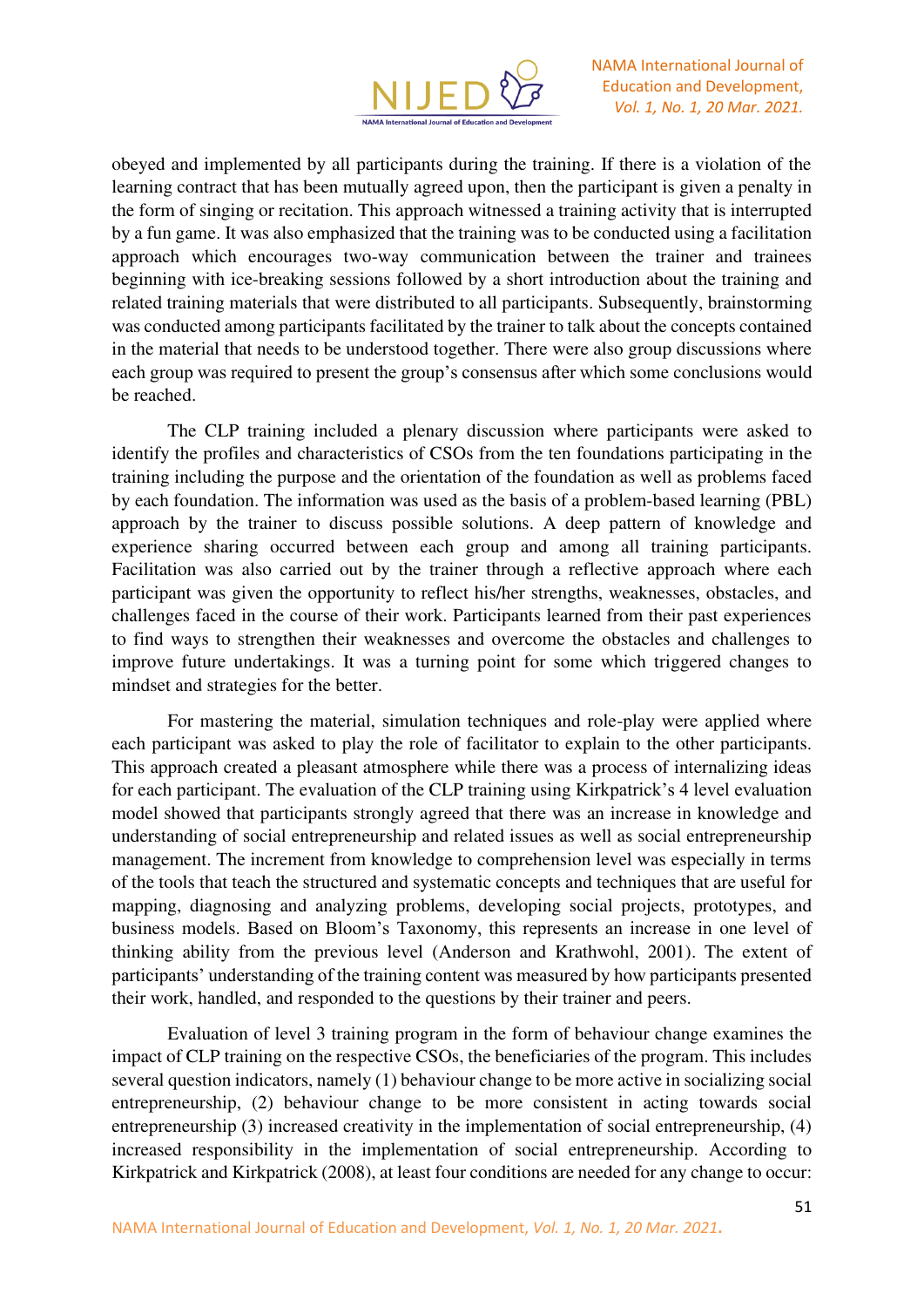obeyed and implemented by all participants during the training. If there is a violation of the learning contract that has been mutually agreed upon, then the participant is given a penalty in the form of singing or recitation. This approach witnessed a training activity that is interrupted by a fun game. It was also emphasized that the training was to be conducted using a facilitation approach which encourages two-way communication between the trainer and trainees beginning with ice-breaking sessions followed by a short introduction about the training and related training materials that were distributed to all participants. Subsequently, brainstorming was conducted among participants facilitated by the trainer to talk about the concepts contained in the material that needs to be understood together. There were also group discussions where each group was required to present the group's consensus after which some conclusions would be reached.

The CLP training included a plenary discussion where participants were asked to identify the profiles and characteristics of CSOs from the ten foundations participating in the training including the purpose and the orientation of the foundation as well as problems faced by each foundation. The information was used as the basis of a problem-based learning (PBL) approach by the trainer to discuss possible solutions. A deep pattern of knowledge and experience sharing occurred between each group and among all training participants. Facilitation was also carried out by the trainer through a reflective approach where each participant was given the opportunity to reflect his/her strengths, weaknesses, obstacles, and challenges faced in the course of their work. Participants learned from their past experiences to find ways to strengthen their weaknesses and overcome the obstacles and challenges to improve future undertakings. It was a turning point for some which triggered changes to mindset and strategies for the better.

For mastering the material, simulation techniques and role-play were applied where each participant was asked to play the role of facilitator to explain to the other participants. This approach created a pleasant atmosphere while there was a process of internalizing ideas for each participant. The evaluation of the CLP training using Kirkpatrick's 4 level evaluation model showed that participants strongly agreed that there was an increase in knowledge and understanding of social entrepreneurship and related issues as well as social entrepreneurship management. The increment from knowledge to comprehension level was especially in terms of the tools that teach the structured and systematic concepts and techniques that are useful for mapping, diagnosing and analyzing problems, developing social projects, prototypes, and business models. Based on Bloom's Taxonomy, this represents an increase in one level of thinking ability from the previous level (Anderson and Krathwohl, 2001). The extent of participants' understanding of the training content was measured by how participants presented their work, handled, and responded to the questions by their trainer and peers.

Evaluation of level 3 training program in the form of behaviour change examines the impact of CLP training on the respective CSOs, the beneficiaries of the program. This includes several question indicators, namely (1) behaviour change to be more active in socializing social entrepreneurship, (2) behaviour change to be more consistent in acting towards social entrepreneurship (3) increased creativity in the implementation of social entrepreneurship, (4) increased responsibility in the implementation of social entrepreneurship. According to Kirkpatrick and Kirkpatrick (2008), at least four conditions are needed for any change to occur: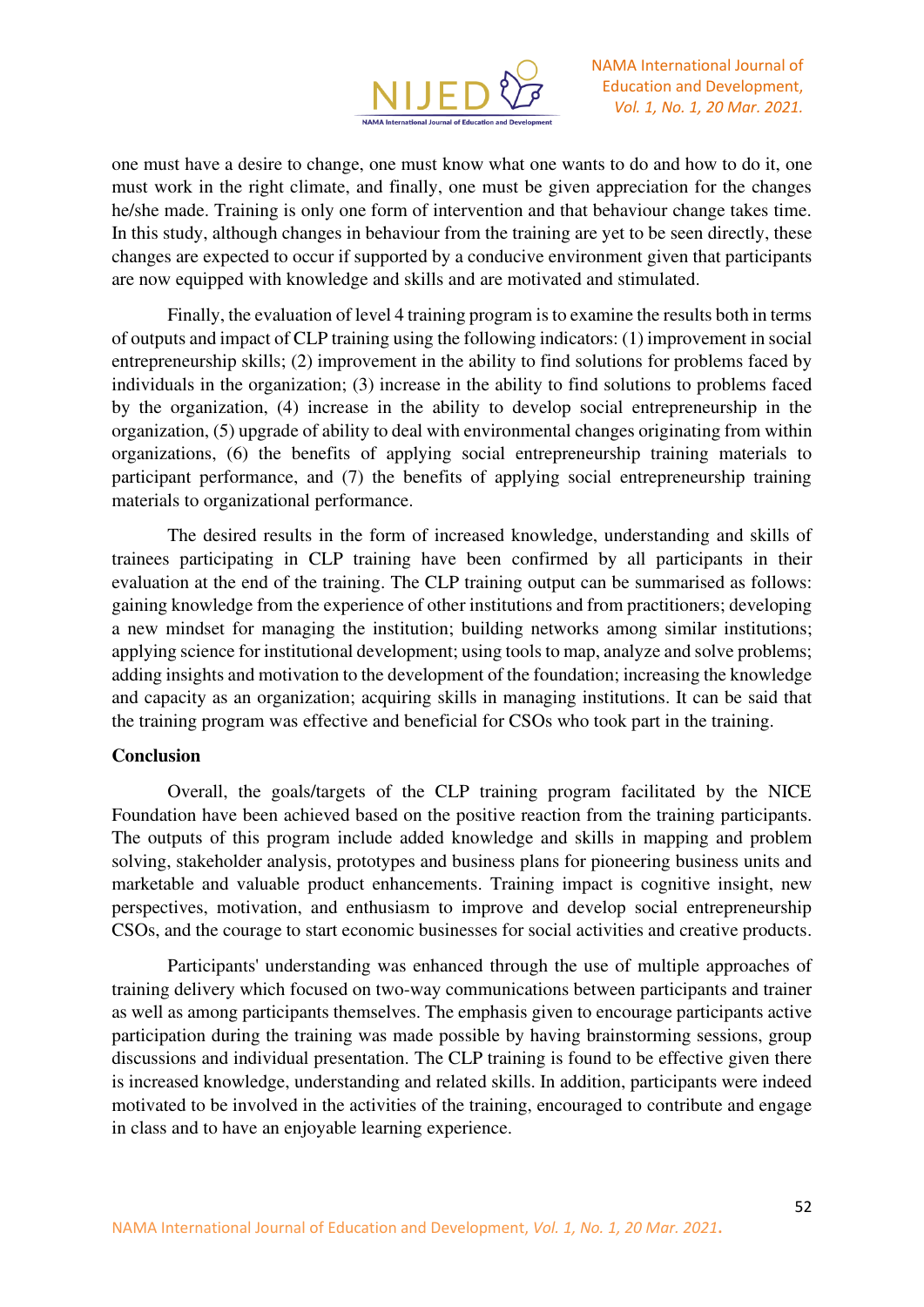one must have a desire to change, one must know what one wants to do and how to do it, one must work in the right climate, and finally, one must be given appreciation for the changes he/she made. Training is only one form of intervention and that behaviour change takes time. In this study, although changes in behaviour from the training are yet to be seen directly, these changes are expected to occur if supported by a conducive environment given that participants are now equipped with knowledge and skills and are motivated and stimulated.

Finally, the evaluation of level 4 training program is to examine the results both in terms of outputs and impact of CLP training using the following indicators: (1) improvement in social entrepreneurship skills; (2) improvement in the ability to find solutions for problems faced by individuals in the organization; (3) increase in the ability to find solutions to problems faced by the organization, (4) increase in the ability to develop social entrepreneurship in the organization, (5) upgrade of ability to deal with environmental changes originating from within organizations, (6) the benefits of applying social entrepreneurship training materials to participant performance, and (7) the benefits of applying social entrepreneurship training materials to organizational performance.

The desired results in the form of increased knowledge, understanding and skills of trainees participating in CLP training have been confirmed by all participants in their evaluation at the end of the training. The CLP training output can be summarised as follows: gaining knowledge from the experience of other institutions and from practitioners; developing a new mindset for managing the institution; building networks among similar institutions; applying science for institutional development; using tools to map, analyze and solve problems; adding insights and motivation to the development of the foundation; increasing the knowledge and capacity as an organization; acquiring skills in managing institutions. It can be said that the training program was effective and beneficial for CSOs who took part in the training.

**Conclusion**

Overall, the goals/targets of the CLP training program facilitated by the NICE Foundation have been achieved based on the positive reaction from the training participants. The outputs of this program include added knowledge and skills in mapping and problem solving, stakeholder analysis, prototypes and business plans for pioneering business units and marketable and valuable product enhancements. Training impact is cognitive insight, new perspectives, motivation, and enthusiasm to improve and develop social entrepreneurship CSOs, and the courage to start economic businesses for social activities and creative products.

Participants' understanding was enhanced through the use of multiple approaches of training delivery which focused on two-way communications between participants and trainer as well as among participants themselves. The emphasis given to encourage participants active participation during the training was made possible by having brainstorming sessions, group discussions and individual presentation. The CLP training is found to be effective given there is increased knowledge, understanding and related skills. In addition, participants were indeed motivated to be involved in the activities of the training, encouraged to contribute and engage in class and to have an enjoyable learning experience.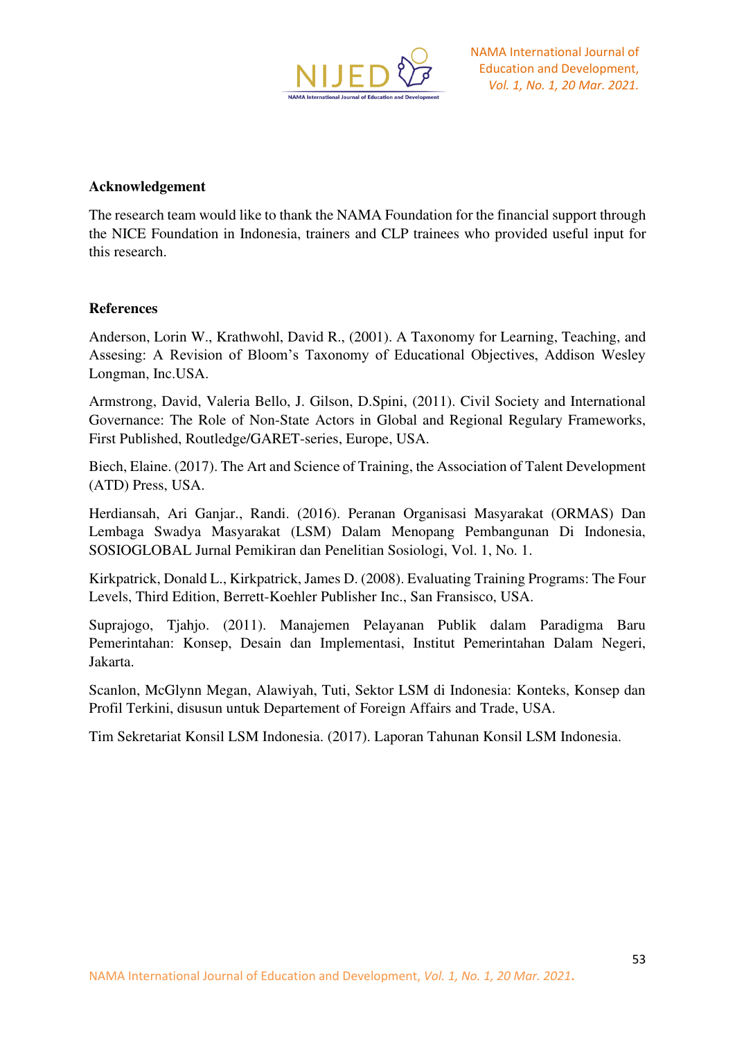**Acknowledgement**

The research team would like to thank the NAMA Foundation for the financial support through the NICE Foundation in Indonesia, trainers and CLP trainees who provided useful input for this research.

**References**

Anderson, Lorin W., Krathwohl, David R., (2001). A Taxonomy for Learning, Teaching, and Assesing: A Revision of Bloom's Taxonomy of Educational Objectives, Addison Wesley Longman, Inc.USA.

Armstrong, David, Valeria Bello, J. Gilson, D.Spini, (2011). Civil Society and International Governance: The Role of Non-State Actors in Global and Regional Regulary Frameworks, First Published, Routledge/GARET-series, Europe, USA.

Biech, Elaine. (2017). The Art and Science of Training, the Association of Talent Development (ATD) Press, USA.

Herdiansah, Ari Ganjar., Randi. (2016). Peranan Organisasi Masyarakat (ORMAS) Dan Lembaga Swadya Masyarakat (LSM) Dalam Menopang Pembangunan Di Indonesia, SOSIOGLOBAL Jurnal Pemikiran dan Penelitian Sosiologi, Vol. 1, No. 1.

Kirkpatrick, Donald L., Kirkpatrick, James D. (2008). Evaluating Training Programs: The Four Levels, Third Edition, Berrett-Koehler Publisher Inc., San Fransisco, USA.

Suprajogo, Tjahjo. (2011). Manajemen Pelayanan Publik dalam Paradigma Baru Pemerintahan: Konsep, Desain dan Implementasi, Institut Pemerintahan Dalam Negeri, Jakarta.

Scanlon, McGlynn Megan, Alawiyah, Tuti, Sektor LSM di Indonesia: Konteks, Konsep dan Profil Terkini, disusun untuk Departement of Foreign Affairs and Trade, USA.

Tim Sekretariat Konsil LSM Indonesia. (2017). Laporan Tahunan Konsil LSM Indonesia.